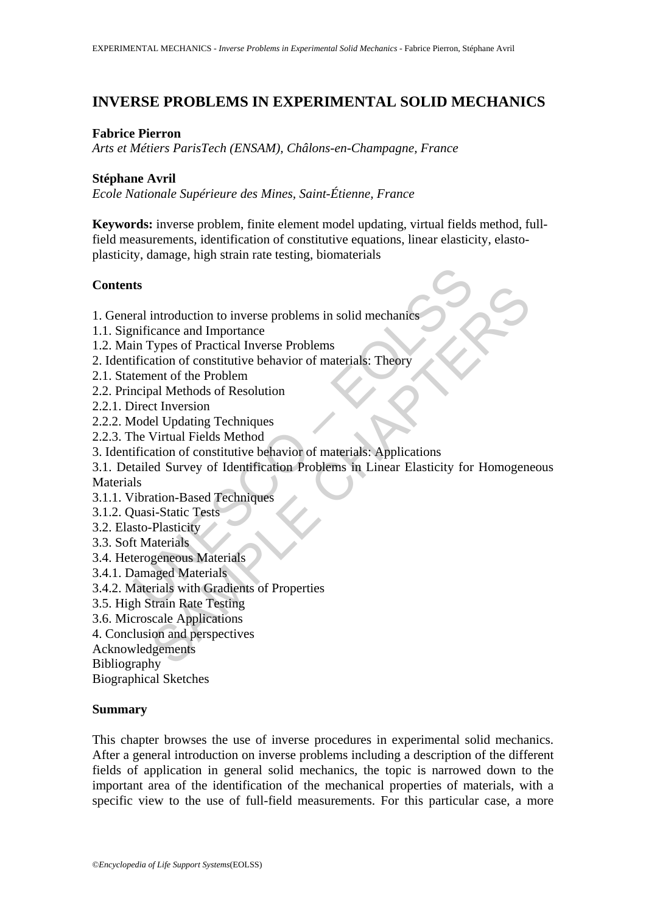# INVERSE PROBLEMS IN EXPERIMENTAL SOLID MECHANICS

**Fabrice Pierron**
*Arts et Métiers ParisTech (ENSAM), Châlons-en-Champagne, France*

**Stéphane Avril**
*Ecole Nationale Supérieure des Mines, Saint-Étienne, France*

**Keywords:** inverse problem, finite element model updating, virtual fields method, full-field measurements, identification of constitutive equations, linear elasticity, elasto-plasticity, damage, high strain rate testing, biomaterials

## Contents

1. General introduction to inverse problems in solid mechanics
1.1. Significance and Importance
1.2. Main Types of Practical Inverse Problems
2. Identification of constitutive behavior of materials: Theory
2.1. Statement of the Problem
2.2. Principal Methods of Resolution
2.2.1. Direct Inversion
2.2.2. Model Updating Techniques
2.2.3. The Virtual Fields Method
3. Identification of constitutive behavior of materials: Applications
3.1. Detailed Survey of Identification Problems in Linear Elasticity for Homogeneous Materials
3.1.1. Vibration-Based Techniques
3.1.2. Quasi-Static Tests
3.2. Elasto-Plasticity
3.3. Soft Materials
3.4. Heterogeneous Materials
3.4.1. Damaged Materials
3.4.2. Materials with Gradients of Properties
3.5. High Strain Rate Testing
3.6. Microscale Applications
4. Conclusion and perspectives
Acknowledgements
Bibliography
Biographical Sketches

## Summary

This chapter browses the use of inverse procedures in experimental solid mechanics. After a general introduction on inverse problems including a description of the different fields of application in general solid mechanics, the topic is narrowed down to the important area of the identification of the mechanical properties of materials, with a specific view to the use of full-field measurements. For this particular case, a more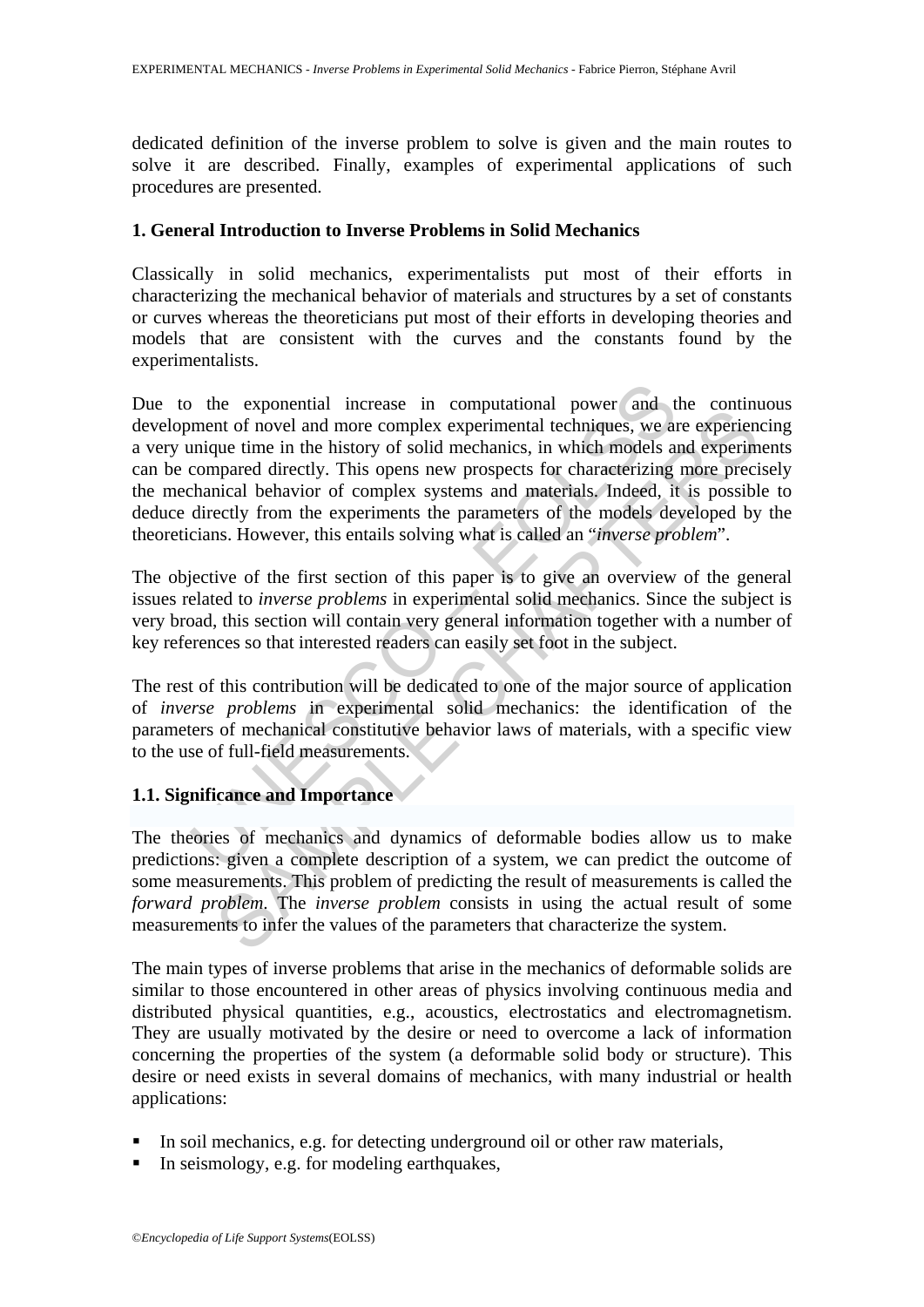dedicated definition of the inverse problem to solve is given and the main routes to solve it are described. Finally, examples of experimental applications of such procedures are presented.

## 1. General Introduction to Inverse Problems in Solid Mechanics

Classically in solid mechanics, experimentalists put most of their efforts in characterizing the mechanical behavior of materials and structures by a set of constants or curves whereas the theoreticians put most of their efforts in developing theories and models that are consistent with the curves and the constants found by the experimentalists.

Due to the exponential increase in computational power and the continuous development of novel and more complex experimental techniques, we are experiencing a very unique time in the history of solid mechanics, in which models and experiments can be compared directly. This opens new prospects for characterizing more precisely the mechanical behavior of complex systems and materials. Indeed, it is possible to deduce directly from the experiments the parameters of the models developed by the theoreticians. However, this entails solving what is called an "*inverse problem*".

The objective of the first section of this paper is to give an overview of the general issues related to *inverse problems* in experimental solid mechanics. Since the subject is very broad, this section will contain very general information together with a number of key references so that interested readers can easily set foot in the subject.

The rest of this contribution will be dedicated to one of the major source of application of *inverse problems* in experimental solid mechanics: the identification of the parameters of mechanical constitutive behavior laws of materials, with a specific view to the use of full-field measurements.

### 1.1. Significance and Importance

The theories of mechanics and dynamics of deformable bodies allow us to make predictions: given a complete description of a system, we can predict the outcome of some measurements. This problem of predicting the result of measurements is called the *forward problem*. The *inverse problem* consists in using the actual result of some measurements to infer the values of the parameters that characterize the system.

The main types of inverse problems that arise in the mechanics of deformable solids are similar to those encountered in other areas of physics involving continuous media and distributed physical quantities, e.g., acoustics, electrostatics and electromagnetism. They are usually motivated by the desire or need to overcome a lack of information concerning the properties of the system (a deformable solid body or structure). This desire or need exists in several domains of mechanics, with many industrial or health applications:

- In soil mechanics, e.g. for detecting underground oil or other raw materials,
- In seismology, e.g. for modeling earthquakes,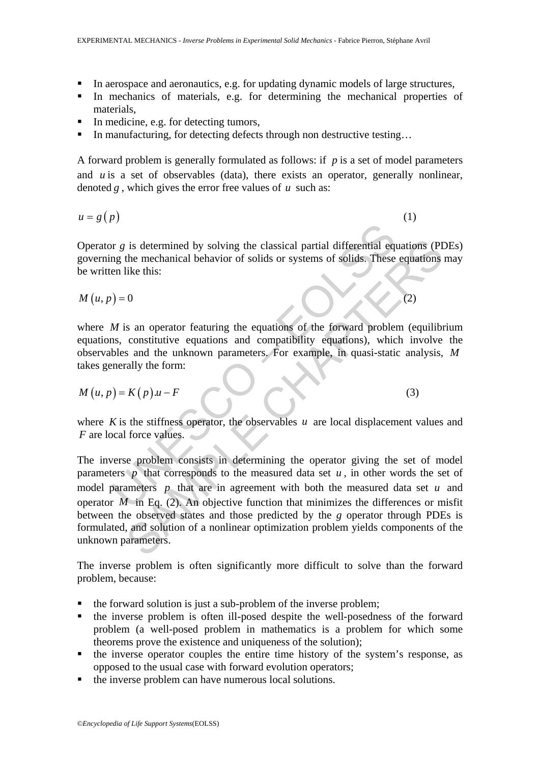- In aerospace and aeronautics, e.g. for updating dynamic models of large structures,
- In mechanics of materials, e.g. for determining the mechanical properties of materials,
- In medicine, e.g. for detecting tumors,
- In manufacturing, for detecting defects through non destructive testing…

A forward problem is generally formulated as follows: if $p$ is a set of model parameters and $u$ is a set of observables (data), there exists an operator, generally nonlinear, denoted $g$, which gives the error free values of $u$ such as:

$$u = g(p) \tag{1}$$

Operator $g$ is determined by solving the classical partial differential equations (PDEs) governing the mechanical behavior of solids or systems of solids. These equations may be written like this:

$$M(u, p) = 0 \tag{2}$$

where $M$ is an operator featuring the equations of the forward problem (equilibrium equations, constitutive equations and compatibility equations), which involve the observables and the unknown parameters. For example, in quasi-static analysis, $M$ takes generally the form:

$$M(u, p) = K(p).u - F \tag{3}$$

where $K$ is the stiffness operator, the observables $u$ are local displacement values and $F$ are local force values.

The inverse problem consists in determining the operator giving the set of model parameters $p$ that corresponds to the measured data set $u$, in other words the set of model parameters $p$ that are in agreement with both the measured data set $u$ and operator $M$ in Eq. (2). An objective function that minimizes the differences or misfit between the observed states and those predicted by the $g$ operator through PDEs is formulated, and solution of a nonlinear optimization problem yields components of the unknown parameters.

The inverse problem is often significantly more difficult to solve than the forward problem, because:

- the forward solution is just a sub-problem of the inverse problem;
- the inverse problem is often ill-posed despite the well-posedness of the forward problem (a well-posed problem in mathematics is a problem for which some theorems prove the existence and uniqueness of the solution);
- the inverse operator couples the entire time history of the system's response, as opposed to the usual case with forward evolution operators;
- the inverse problem can have numerous local solutions.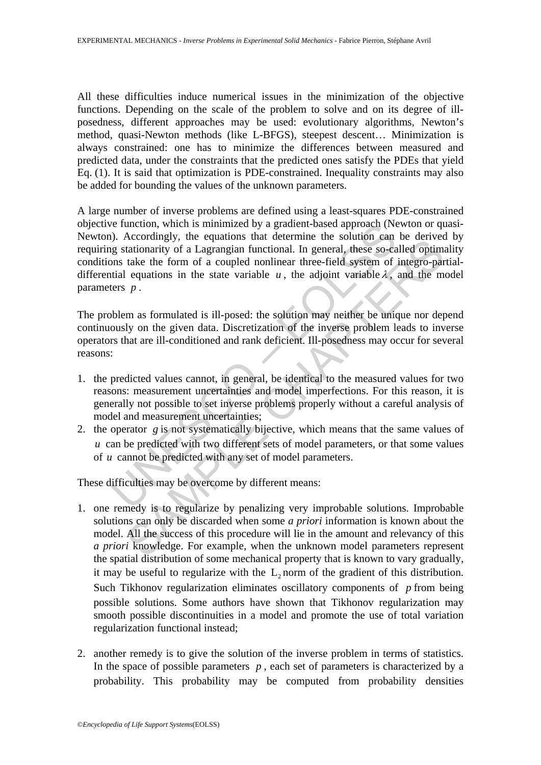All these difficulties induce numerical issues in the minimization of the objective functions. Depending on the scale of the problem to solve and on its degree of ill-posedness, different approaches may be used: evolutionary algorithms, Newton's method, quasi-Newton methods (like L-BFGS), steepest descent… Minimization is always constrained: one has to minimize the differences between measured and predicted data, under the constraints that the predicted ones satisfy the PDEs that yield Eq. (1). It is said that optimization is PDE-constrained. Inequality constraints may also be added for bounding the values of the unknown parameters.

A large number of inverse problems are defined using a least-squares PDE-constrained objective function, which is minimized by a gradient-based approach (Newton or quasi-Newton). Accordingly, the equations that determine the solution can be derived by requiring stationarity of a Lagrangian functional. In general, these so-called optimality conditions take the form of a coupled nonlinear three-field system of integro-partial-differential equations in the state variable $u$, the adjoint variable $\lambda$, and the model parameters $p$.

The problem as formulated is ill-posed: the solution may neither be unique nor depend continuously on the given data. Discretization of the inverse problem leads to inverse operators that are ill-conditioned and rank deficient. Ill-posedness may occur for several reasons:

1. the predicted values cannot, in general, be identical to the measured values for two reasons: measurement uncertainties and model imperfections. For this reason, it is generally not possible to set inverse problems properly without a careful analysis of model and measurement uncertainties;
2. the operator $g$ is not systematically bijective, which means that the same values of $u$ can be predicted with two different sets of model parameters, or that some values of $u$ cannot be predicted with any set of model parameters.

These difficulties may be overcome by different means:

1. one remedy is to regularize by penalizing very improbable solutions. Improbable solutions can only be discarded when some *a priori* information is known about the model. All the success of this procedure will lie in the amount and relevancy of this *a priori* knowledge. For example, when the unknown model parameters represent the spatial distribution of some mechanical property that is known to vary gradually, it may be useful to regularize with the $L_2$ norm of the gradient of this distribution. Such Tikhonov regularization eliminates oscillatory components of $p$ from being possible solutions. Some authors have shown that Tikhonov regularization may smooth possible discontinuities in a model and promote the use of total variation regularization functional instead;

2. another remedy is to give the solution of the inverse problem in terms of statistics. In the space of possible parameters $p$, each set of parameters is characterized by a probability. This probability may be computed from probability densities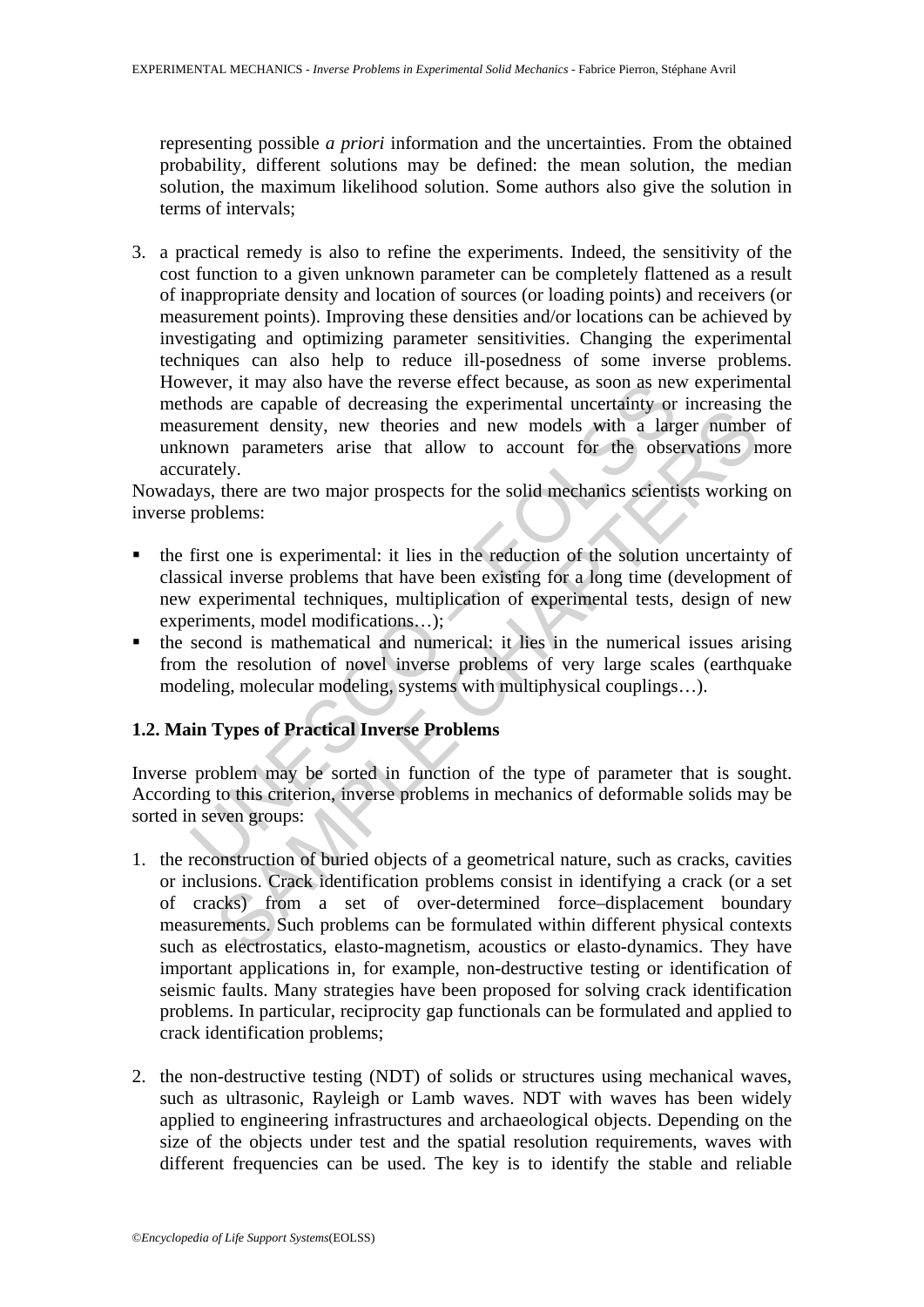representing possible *a priori* information and the uncertainties. From the obtained probability, different solutions may be defined: the mean solution, the median solution, the maximum likelihood solution. Some authors also give the solution in terms of intervals;

3. a practical remedy is also to refine the experiments. Indeed, the sensitivity of the cost function to a given unknown parameter can be completely flattened as a result of inappropriate density and location of sources (or loading points) and receivers (or measurement points). Improving these densities and/or locations can be achieved by investigating and optimizing parameter sensitivities. Changing the experimental techniques can also help to reduce ill-posedness of some inverse problems. However, it may also have the reverse effect because, as soon as new experimental methods are capable of decreasing the experimental uncertainty or increasing the measurement density, new theories and new models with a larger number of unknown parameters arise that allow to account for the observations more accurately.

Nowadays, there are two major prospects for the solid mechanics scientists working on inverse problems:

- the first one is experimental: it lies in the reduction of the solution uncertainty of classical inverse problems that have been existing for a long time (development of new experimental techniques, multiplication of experimental tests, design of new experiments, model modifications…);
- the second is mathematical and numerical: it lies in the numerical issues arising from the resolution of novel inverse problems of very large scales (earthquake modeling, molecular modeling, systems with multiphysical couplings…).

## 1.2. Main Types of Practical Inverse Problems

Inverse problem may be sorted in function of the type of parameter that is sought. According to this criterion, inverse problems in mechanics of deformable solids may be sorted in seven groups:

1. the reconstruction of buried objects of a geometrical nature, such as cracks, cavities or inclusions. Crack identification problems consist in identifying a crack (or a set of cracks) from a set of over-determined force–displacement boundary measurements. Such problems can be formulated within different physical contexts such as electrostatics, elasto-magnetism, acoustics or elasto-dynamics. They have important applications in, for example, non-destructive testing or identification of seismic faults. Many strategies have been proposed for solving crack identification problems. In particular, reciprocity gap functionals can be formulated and applied to crack identification problems;

2. the non-destructive testing (NDT) of solids or structures using mechanical waves, such as ultrasonic, Rayleigh or Lamb waves. NDT with waves has been widely applied to engineering infrastructures and archaeological objects. Depending on the size of the objects under test and the spatial resolution requirements, waves with different frequencies can be used. The key is to identify the stable and reliable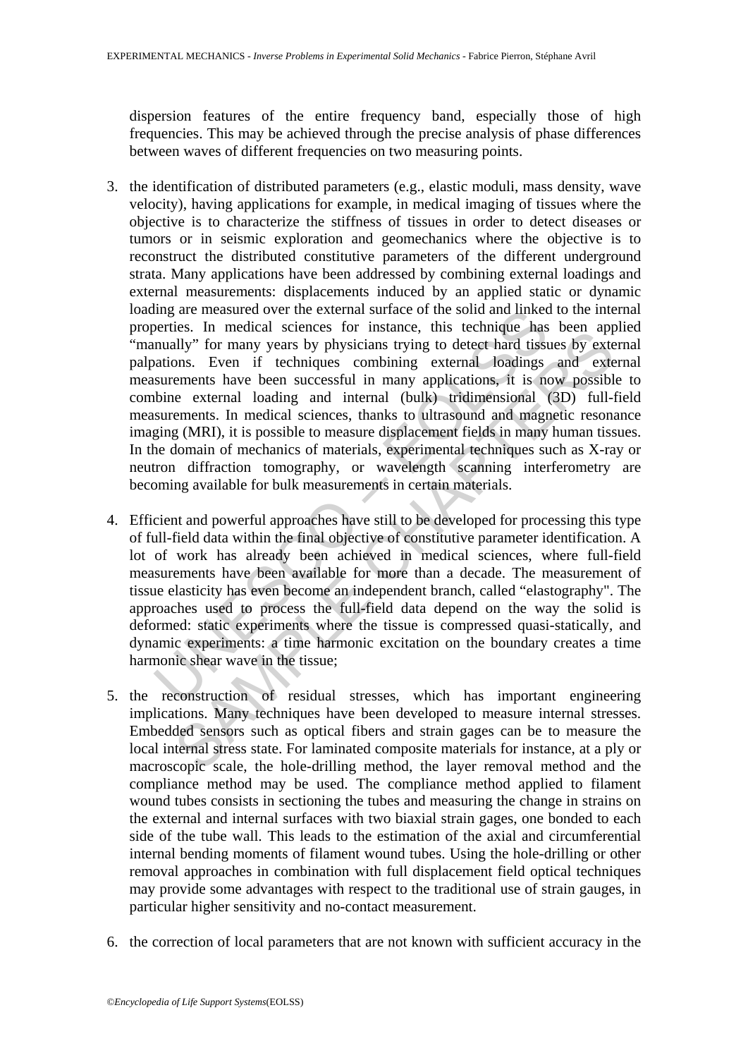dispersion features of the entire frequency band, especially those of high frequencies. This may be achieved through the precise analysis of phase differences between waves of different frequencies on two measuring points.

3. the identification of distributed parameters (e.g., elastic moduli, mass density, wave velocity), having applications for example, in medical imaging of tissues where the objective is to characterize the stiffness of tissues in order to detect diseases or tumors or in seismic exploration and geomechanics where the objective is to reconstruct the distributed constitutive parameters of the different underground strata. Many applications have been addressed by combining external loadings and external measurements: displacements induced by an applied static or dynamic loading are measured over the external surface of the solid and linked to the internal properties. In medical sciences for instance, this technique has been applied "manually" for many years by physicians trying to detect hard tissues by external palpations. Even if techniques combining external loadings and external measurements have been successful in many applications, it is now possible to combine external loading and internal (bulk) tridimensional (3D) full-field measurements. In medical sciences, thanks to ultrasound and magnetic resonance imaging (MRI), it is possible to measure displacement fields in many human tissues. In the domain of mechanics of materials, experimental techniques such as X-ray or neutron diffraction tomography, or wavelength scanning interferometry are becoming available for bulk measurements in certain materials.

4. Efficient and powerful approaches have still to be developed for processing this type of full-field data within the final objective of constitutive parameter identification. A lot of work has already been achieved in medical sciences, where full-field measurements have been available for more than a decade. The measurement of tissue elasticity has even become an independent branch, called "elastography". The approaches used to process the full-field data depend on the way the solid is deformed: static experiments where the tissue is compressed quasi-statically, and dynamic experiments: a time harmonic excitation on the boundary creates a time harmonic shear wave in the tissue;

5. the reconstruction of residual stresses, which has important engineering implications. Many techniques have been developed to measure internal stresses. Embedded sensors such as optical fibers and strain gages can be to measure the local internal stress state. For laminated composite materials for instance, at a ply or macroscopic scale, the hole-drilling method, the layer removal method and the compliance method may be used. The compliance method applied to filament wound tubes consists in sectioning the tubes and measuring the change in strains on the external and internal surfaces with two biaxial strain gages, one bonded to each side of the tube wall. This leads to the estimation of the axial and circumferential internal bending moments of filament wound tubes. Using the hole-drilling or other removal approaches in combination with full displacement field optical techniques may provide some advantages with respect to the traditional use of strain gauges, in particular higher sensitivity and no-contact measurement.

6. the correction of local parameters that are not known with sufficient accuracy in the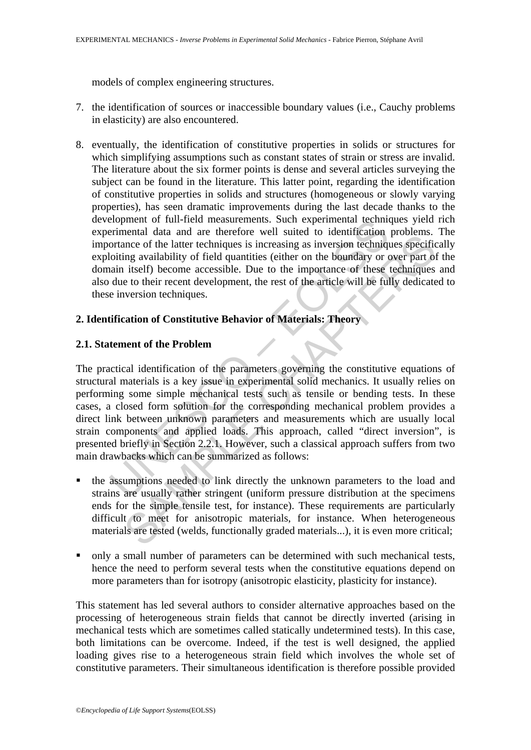models of complex engineering structures.

7. the identification of sources or inaccessible boundary values (i.e., Cauchy problems in elasticity) are also encountered.

8. eventually, the identification of constitutive properties in solids or structures for which simplifying assumptions such as constant states of strain or stress are invalid. The literature about the six former points is dense and several articles surveying the subject can be found in the literature. This latter point, regarding the identification of constitutive properties in solids and structures (homogeneous or slowly varying properties), has seen dramatic improvements during the last decade thanks to the development of full-field measurements. Such experimental techniques yield rich experimental data and are therefore well suited to identification problems. The importance of the latter techniques is increasing as inversion techniques specifically exploiting availability of field quantities (either on the boundary or over part of the domain itself) become accessible. Due to the importance of these techniques and also due to their recent development, the rest of the article will be fully dedicated to these inversion techniques.

## 2. Identification of Constitutive Behavior of Materials: Theory

### 2.1. Statement of the Problem

The practical identification of the parameters governing the constitutive equations of structural materials is a key issue in experimental solid mechanics. It usually relies on performing some simple mechanical tests such as tensile or bending tests. In these cases, a closed form solution for the corresponding mechanical problem provides a direct link between unknown parameters and measurements which are usually local strain components and applied loads. This approach, called "direct inversion", is presented briefly in Section 2.2.1. However, such a classical approach suffers from two main drawbacks which can be summarized as follows:

- the assumptions needed to link directly the unknown parameters to the load and strains are usually rather stringent (uniform pressure distribution at the specimens ends for the simple tensile test, for instance). These requirements are particularly difficult to meet for anisotropic materials, for instance. When heterogeneous materials are tested (welds, functionally graded materials...), it is even more critical;

- only a small number of parameters can be determined with such mechanical tests, hence the need to perform several tests when the constitutive equations depend on more parameters than for isotropy (anisotropic elasticity, plasticity for instance).

This statement has led several authors to consider alternative approaches based on the processing of heterogeneous strain fields that cannot be directly inverted (arising in mechanical tests which are sometimes called statically undetermined tests). In this case, both limitations can be overcome. Indeed, if the test is well designed, the applied loading gives rise to a heterogeneous strain field which involves the whole set of constitutive parameters. Their simultaneous identification is therefore possible provided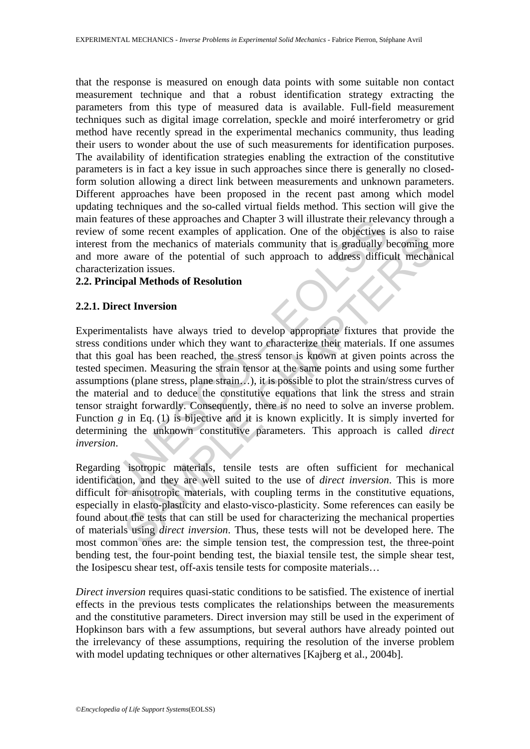that the response is measured on enough data points with some suitable non contact measurement technique and that a robust identification strategy extracting the parameters from this type of measured data is available. Full-field measurement techniques such as digital image correlation, speckle and moiré interferometry or grid method have recently spread in the experimental mechanics community, thus leading their users to wonder about the use of such measurements for identification purposes. The availability of identification strategies enabling the extraction of the constitutive parameters is in fact a key issue in such approaches since there is generally no closed-form solution allowing a direct link between measurements and unknown parameters. Different approaches have been proposed in the recent past among which model updating techniques and the so-called virtual fields method. This section will give the main features of these approaches and Chapter 3 will illustrate their relevancy through a review of some recent examples of application. One of the objectives is also to raise interest from the mechanics of materials community that is gradually becoming more and more aware of the potential of such approach to address difficult mechanical characterization issues.

## 2.2. Principal Methods of Resolution

### 2.2.1. Direct Inversion

Experimentalists have always tried to develop appropriate fixtures that provide the stress conditions under which they want to characterize their materials. If one assumes that this goal has been reached, the stress tensor is known at given points across the tested specimen. Measuring the strain tensor at the same points and using some further assumptions (plane stress, plane strain…), it is possible to plot the strain/stress curves of the material and to deduce the constitutive equations that link the stress and strain tensor straight forwardly. Consequently, there is no need to solve an inverse problem. Function $g$ in Eq. (1) is bijective and it is known explicitly. It is simply inverted for determining the unknown constitutive parameters. This approach is called *direct inversion*.

Regarding isotropic materials, tensile tests are often sufficient for mechanical identification, and they are well suited to the use of *direct inversion*. This is more difficult for anisotropic materials, with coupling terms in the constitutive equations, especially in elasto-plasticity and elasto-visco-plasticity. Some references can easily be found about the tests that can still be used for characterizing the mechanical properties of materials using *direct inversion*. Thus, these tests will not be developed here. The most common ones are: the simple tension test, the compression test, the three-point bending test, the four-point bending test, the biaxial tensile test, the simple shear test, the Iosipescu shear test, off-axis tensile tests for composite materials…

*Direct inversion* requires quasi-static conditions to be satisfied. The existence of inertial effects in the previous tests complicates the relationships between the measurements and the constitutive parameters. Direct inversion may still be used in the experiment of Hopkinson bars with a few assumptions, but several authors have already pointed out the irrelevancy of these assumptions, requiring the resolution of the inverse problem with model updating techniques or other alternatives [Kajberg et al., 2004b].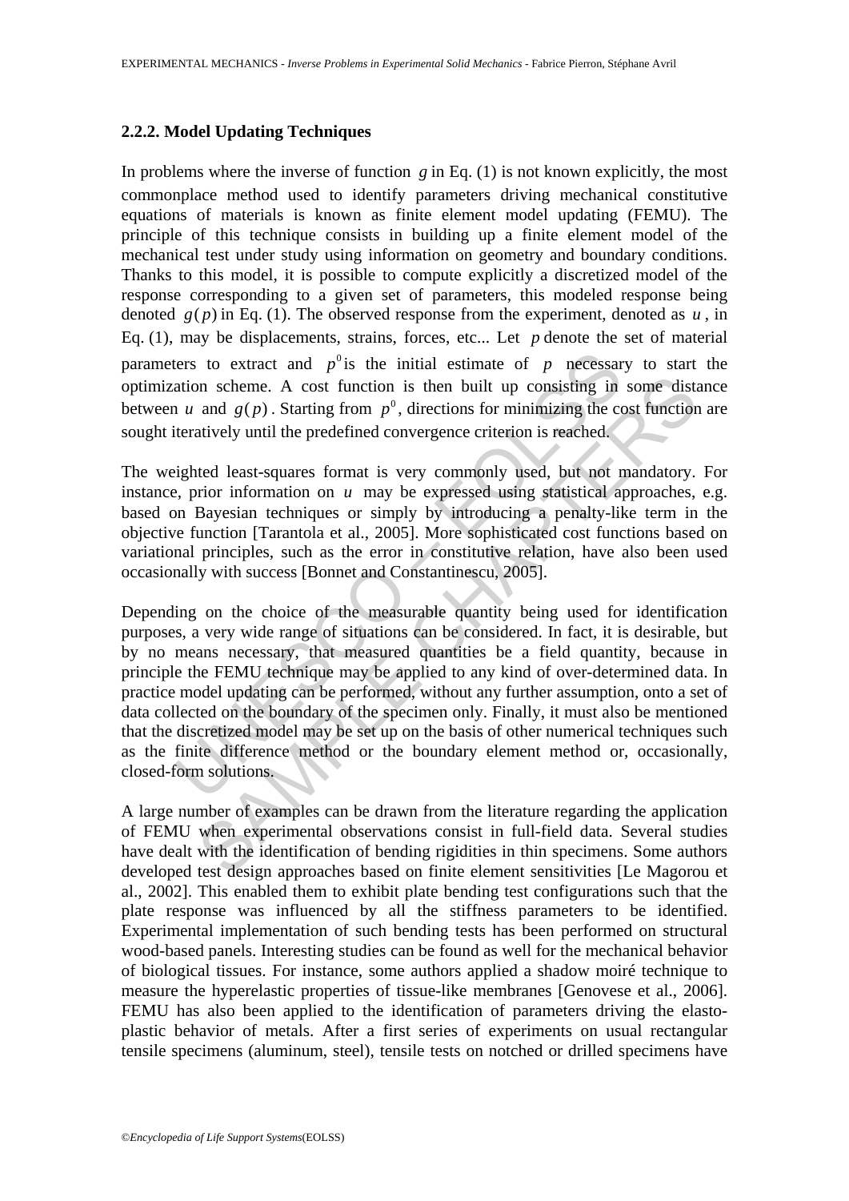### 2.2.2. Model Updating Techniques

In problems where the inverse of function $g$ in Eq. (1) is not known explicitly, the most commonplace method used to identify parameters driving mechanical constitutive equations of materials is known as finite element model updating (FEMU). The principle of this technique consists in building up a finite element model of the mechanical test under study using information on geometry and boundary conditions. Thanks to this model, it is possible to compute explicitly a discretized model of the response corresponding to a given set of parameters, this modeled response being denoted $g(p)$ in Eq. (1). The observed response from the experiment, denoted as $u$, in Eq. (1), may be displacements, strains, forces, etc... Let $p$ denote the set of material parameters to extract and $p^0$ is the initial estimate of $p$ necessary to start the optimization scheme. A cost function is then built up consisting in some distance between $u$ and $g(p)$. Starting from $p^0$, directions for minimizing the cost function are sought iteratively until the predefined convergence criterion is reached.

The weighted least-squares format is very commonly used, but not mandatory. For instance, prior information on $u$ may be expressed using statistical approaches, e.g. based on Bayesian techniques or simply by introducing a penalty-like term in the objective function [Tarantola et al., 2005]. More sophisticated cost functions based on variational principles, such as the error in constitutive relation, have also been used occasionally with success [Bonnet and Constantinescu, 2005].

Depending on the choice of the measurable quantity being used for identification purposes, a very wide range of situations can be considered. In fact, it is desirable, but by no means necessary, that measured quantities be a field quantity, because in principle the FEMU technique may be applied to any kind of over-determined data. In practice model updating can be performed, without any further assumption, onto a set of data collected on the boundary of the specimen only. Finally, it must also be mentioned that the discretized model may be set up on the basis of other numerical techniques such as the finite difference method or the boundary element method or, occasionally, closed-form solutions.

A large number of examples can be drawn from the literature regarding the application of FEMU when experimental observations consist in full-field data. Several studies have dealt with the identification of bending rigidities in thin specimens. Some authors developed test design approaches based on finite element sensitivities [Le Magorou et al., 2002]. This enabled them to exhibit plate bending test configurations such that the plate response was influenced by all the stiffness parameters to be identified. Experimental implementation of such bending tests has been performed on structural wood-based panels. Interesting studies can be found as well for the mechanical behavior of biological tissues. For instance, some authors applied a shadow moiré technique to measure the hyperelastic properties of tissue-like membranes [Genovese et al., 2006]. FEMU has also been applied to the identification of parameters driving the elasto-plastic behavior of metals. After a first series of experiments on usual rectangular tensile specimens (aluminum, steel), tensile tests on notched or drilled specimens have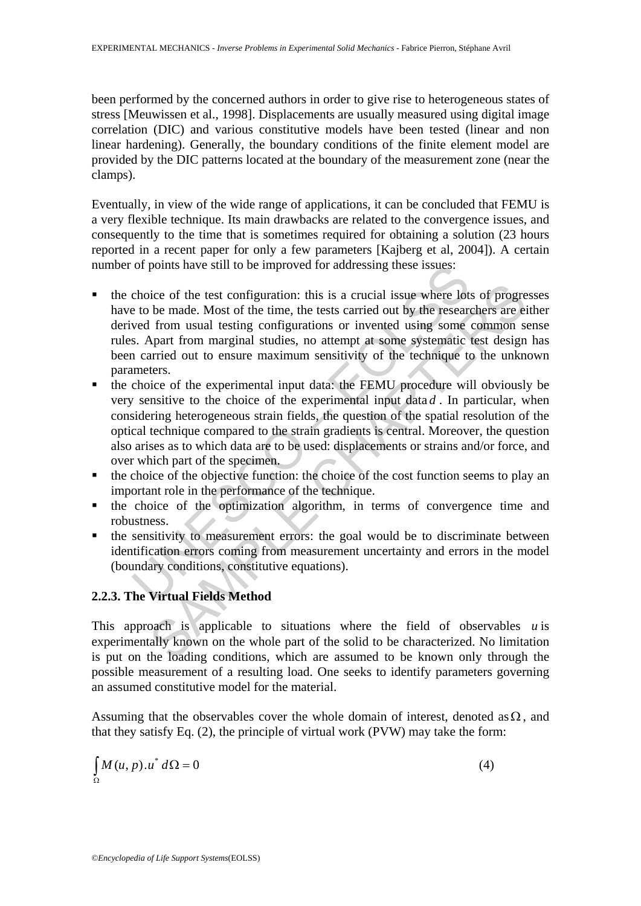been performed by the concerned authors in order to give rise to heterogeneous states of stress [Meuwissen et al., 1998]. Displacements are usually measured using digital image correlation (DIC) and various constitutive models have been tested (linear and non linear hardening). Generally, the boundary conditions of the finite element model are provided by the DIC patterns located at the boundary of the measurement zone (near the clamps).

Eventually, in view of the wide range of applications, it can be concluded that FEMU is a very flexible technique. Its main drawbacks are related to the convergence issues, and consequently to the time that is sometimes required for obtaining a solution (23 hours reported in a recent paper for only a few parameters [Kajberg et al, 2004]). A certain number of points have still to be improved for addressing these issues:

- the choice of the test configuration: this is a crucial issue where lots of progresses have to be made. Most of the time, the tests carried out by the researchers are either derived from usual testing configurations or invented using some common sense rules. Apart from marginal studies, no attempt at some systematic test design has been carried out to ensure maximum sensitivity of the technique to the unknown parameters.
- the choice of the experimental input data: the FEMU procedure will obviously be very sensitive to the choice of the experimental input data $d$. In particular, when considering heterogeneous strain fields, the question of the spatial resolution of the optical technique compared to the strain gradients is central. Moreover, the question also arises as to which data are to be used: displacements or strains and/or force, and over which part of the specimen.
- the choice of the objective function: the choice of the cost function seems to play an important role in the performance of the technique.
- the choice of the optimization algorithm, in terms of convergence time and robustness.
- the sensitivity to measurement errors: the goal would be to discriminate between identification errors coming from measurement uncertainty and errors in the model (boundary conditions, constitutive equations).

### 2.2.3. The Virtual Fields Method

This approach is applicable to situations where the field of observables $u$ is experimentally known on the whole part of the solid to be characterized. No limitation is put on the loading conditions, which are assumed to be known only through the possible measurement of a resulting load. One seeks to identify parameters governing an assumed constitutive model for the material.

Assuming that the observables cover the whole domain of interest, denoted as $\Omega$, and that they satisfy Eq. (2), the principle of virtual work (PVW) may take the form:

$$\int_{\Omega} M(u,p).u^{*}\,d\Omega = 0 \tag{4}$$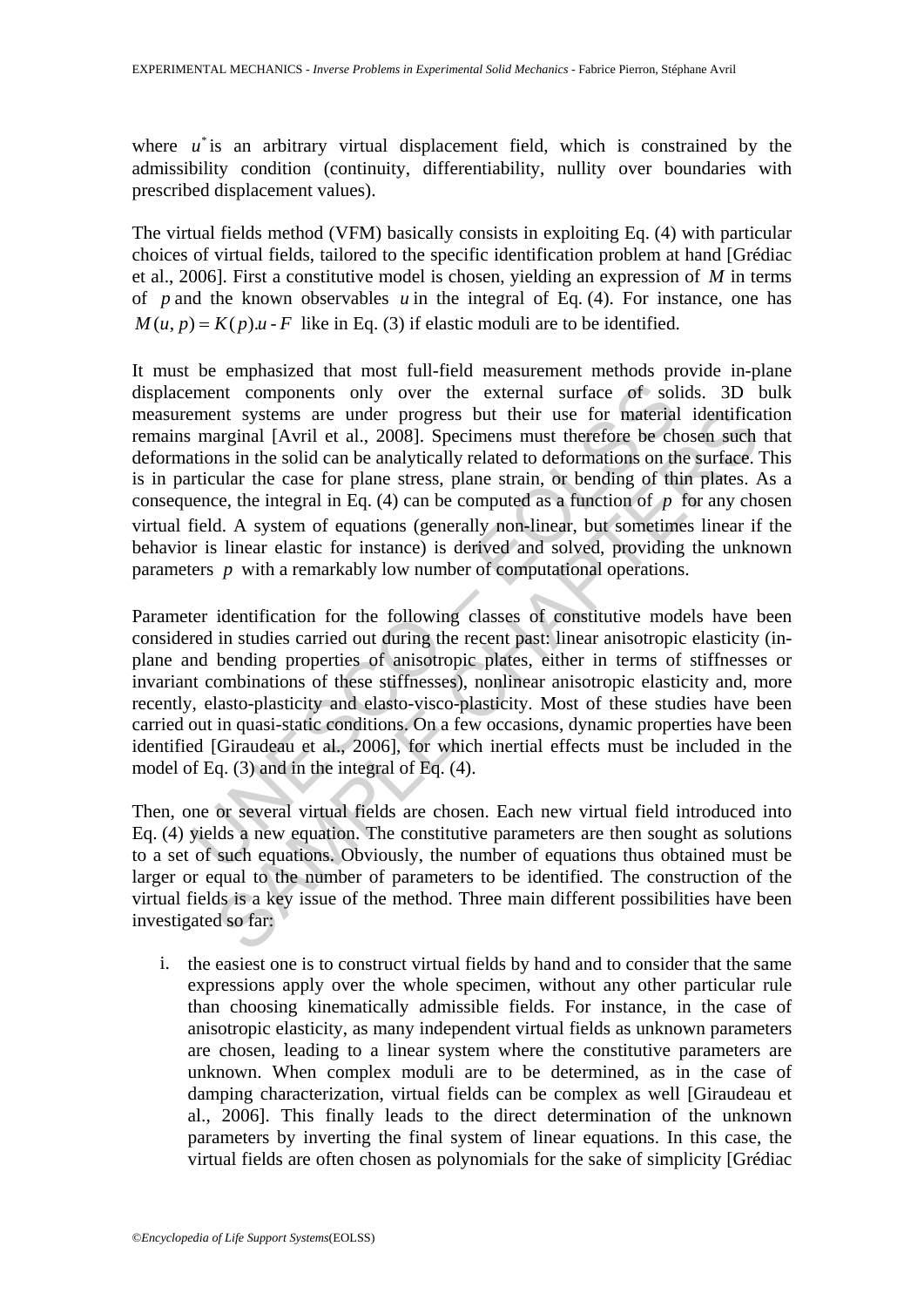where $u^*$ is an arbitrary virtual displacement field, which is constrained by the admissibility condition (continuity, differentiability, nullity over boundaries with prescribed displacement values).

The virtual fields method (VFM) basically consists in exploiting Eq. (4) with particular choices of virtual fields, tailored to the specific identification problem at hand [Grédiac et al., 2006]. First a constitutive model is chosen, yielding an expression of $M$ in terms of $p$ and the known observables $u$ in the integral of Eq. (4). For instance, one has $M(u,p) = K(p).u - F$ like in Eq. (3) if elastic moduli are to be identified.

It must be emphasized that most full-field measurement methods provide in-plane displacement components only over the external surface of solids. 3D bulk measurement systems are under progress but their use for material identification remains marginal [Avril et al., 2008]. Specimens must therefore be chosen such that deformations in the solid can be analytically related to deformations on the surface. This is in particular the case for plane stress, plane strain, or bending of thin plates. As a consequence, the integral in Eq. (4) can be computed as a function of $p$ for any chosen virtual field. A system of equations (generally non-linear, but sometimes linear if the behavior is linear elastic for instance) is derived and solved, providing the unknown parameters $p$ with a remarkably low number of computational operations.

Parameter identification for the following classes of constitutive models have been considered in studies carried out during the recent past: linear anisotropic elasticity (in-plane and bending properties of anisotropic plates, either in terms of stiffnesses or invariant combinations of these stiffnesses), nonlinear anisotropic elasticity and, more recently, elasto-plasticity and elasto-visco-plasticity. Most of these studies have been carried out in quasi-static conditions. On a few occasions, dynamic properties have been identified [Giraudeau et al., 2006], for which inertial effects must be included in the model of Eq. (3) and in the integral of Eq. (4).

Then, one or several virtual fields are chosen. Each new virtual field introduced into Eq. (4) yields a new equation. The constitutive parameters are then sought as solutions to a set of such equations. Obviously, the number of equations thus obtained must be larger or equal to the number of parameters to be identified. The construction of the virtual fields is a key issue of the method. Three main different possibilities have been investigated so far:

i. the easiest one is to construct virtual fields by hand and to consider that the same expressions apply over the whole specimen, without any other particular rule than choosing kinematically admissible fields. For instance, in the case of anisotropic elasticity, as many independent virtual fields as unknown parameters are chosen, leading to a linear system where the constitutive parameters are unknown. When complex moduli are to be determined, as in the case of damping characterization, virtual fields can be complex as well [Giraudeau et al., 2006]. This finally leads to the direct determination of the unknown parameters by inverting the final system of linear equations. In this case, the virtual fields are often chosen as polynomials for the sake of simplicity [Grédiac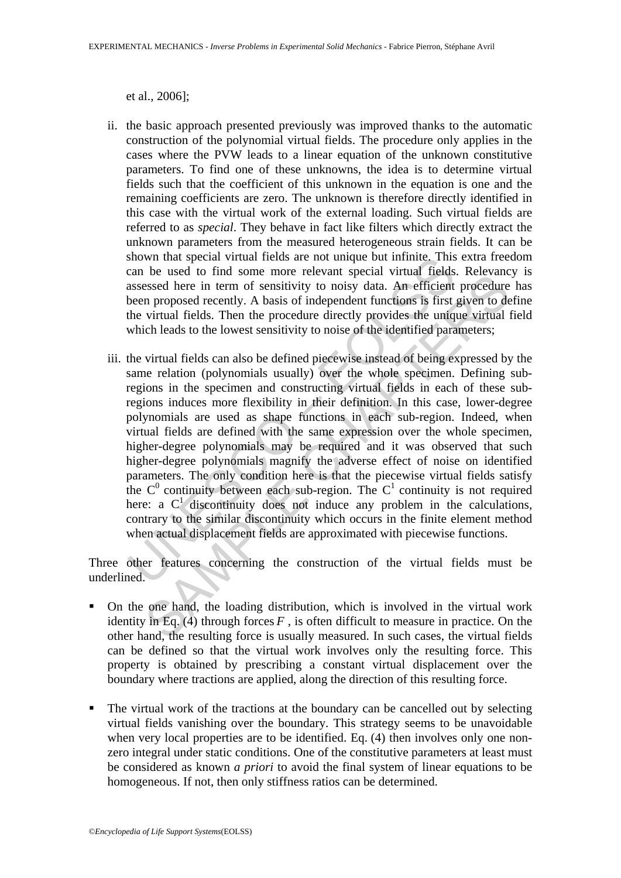et al., 2006];

ii. the basic approach presented previously was improved thanks to the automatic construction of the polynomial virtual fields. The procedure only applies in the cases where the PVW leads to a linear equation of the unknown constitutive parameters. To find one of these unknowns, the idea is to determine virtual fields such that the coefficient of this unknown in the equation is one and the remaining coefficients are zero. The unknown is therefore directly identified in this case with the virtual work of the external loading. Such virtual fields are referred to as *special*. They behave in fact like filters which directly extract the unknown parameters from the measured heterogeneous strain fields. It can be shown that special virtual fields are not unique but infinite. This extra freedom can be used to find some more relevant special virtual fields. Relevancy is assessed here in term of sensitivity to noisy data. An efficient procedure has been proposed recently. A basis of independent functions is first given to define the virtual fields. Then the procedure directly provides the unique virtual field which leads to the lowest sensitivity to noise of the identified parameters;

iii. the virtual fields can also be defined piecewise instead of being expressed by the same relation (polynomials usually) over the whole specimen. Defining sub-regions in the specimen and constructing virtual fields in each of these sub-regions induces more flexibility in their definition. In this case, lower-degree polynomials are used as shape functions in each sub-region. Indeed, when virtual fields are defined with the same expression over the whole specimen, higher-degree polynomials may be required and it was observed that such higher-degree polynomials magnify the adverse effect of noise on identified parameters. The only condition here is that the piecewise virtual fields satisfy the $C^0$ continuity between each sub-region. The $C^1$ continuity is not required here: a $C^1$ discontinuity does not induce any problem in the calculations, contrary to the similar discontinuity which occurs in the finite element method when actual displacement fields are approximated with piecewise functions.

Three other features concerning the construction of the virtual fields must be underlined.

- On the one hand, the loading distribution, which is involved in the virtual work identity in Eq. (4) through forces $F$, is often difficult to measure in practice. On the other hand, the resulting force is usually measured. In such cases, the virtual fields can be defined so that the virtual work involves only the resulting force. This property is obtained by prescribing a constant virtual displacement over the boundary where tractions are applied, along the direction of this resulting force.

- The virtual work of the tractions at the boundary can be cancelled out by selecting virtual fields vanishing over the boundary. This strategy seems to be unavoidable when very local properties are to be identified. Eq. (4) then involves only one non-zero integral under static conditions. One of the constitutive parameters at least must be considered as known *a priori* to avoid the final system of linear equations to be homogeneous. If not, then only stiffness ratios can be determined.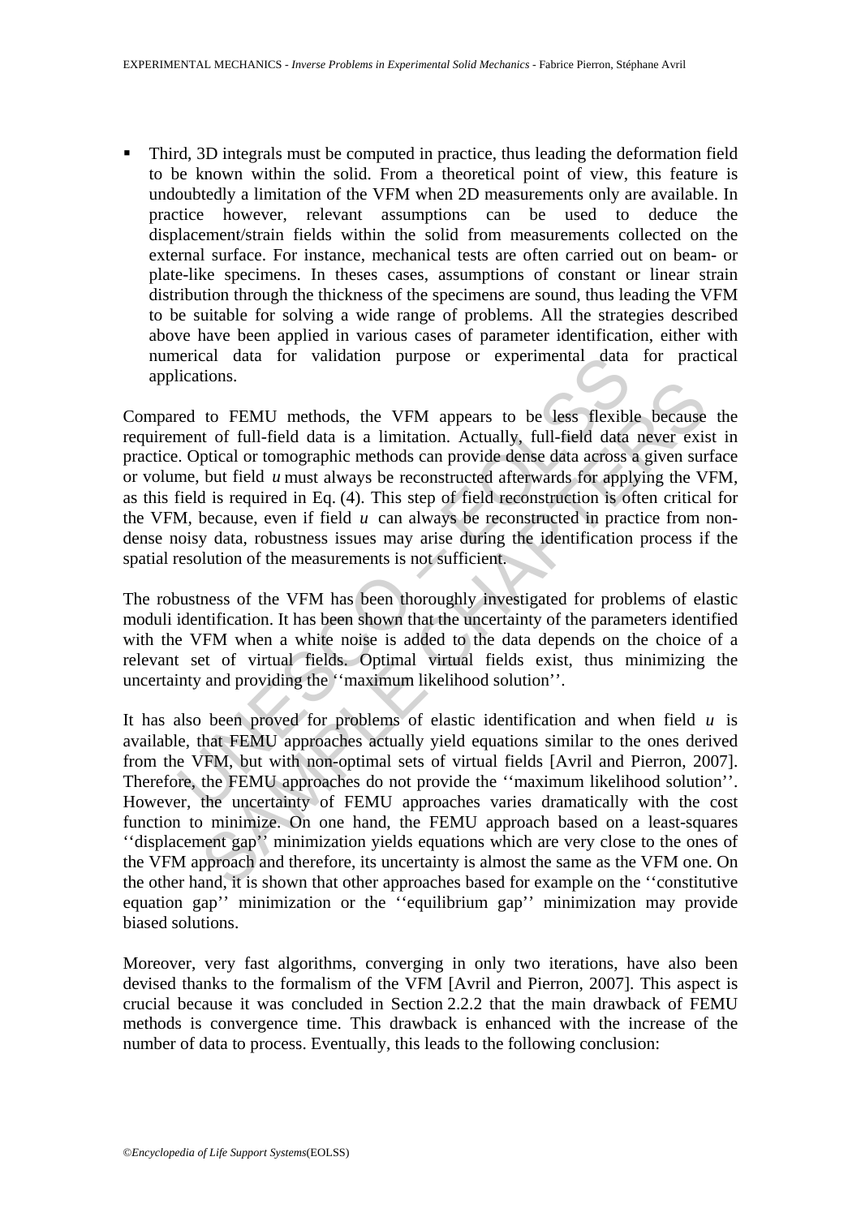- Third, 3D integrals must be computed in practice, thus leading the deformation field to be known within the solid. From a theoretical point of view, this feature is undoubtedly a limitation of the VFM when 2D measurements only are available. In practice however, relevant assumptions can be used to deduce the displacement/strain fields within the solid from measurements collected on the external surface. For instance, mechanical tests are often carried out on beam- or plate-like specimens. In theses cases, assumptions of constant or linear strain distribution through the thickness of the specimens are sound, thus leading the VFM to be suitable for solving a wide range of problems. All the strategies described above have been applied in various cases of parameter identification, either with numerical data for validation purpose or experimental data for practical applications.

Compared to FEMU methods, the VFM appears to be less flexible because the requirement of full-field data is a limitation. Actually, full-field data never exist in practice. Optical or tomographic methods can provide dense data across a given surface or volume, but field $u$ must always be reconstructed afterwards for applying the VFM, as this field is required in Eq. (4). This step of field reconstruction is often critical for the VFM, because, even if field $u$ can always be reconstructed in practice from non-dense noisy data, robustness issues may arise during the identification process if the spatial resolution of the measurements is not sufficient.

The robustness of the VFM has been thoroughly investigated for problems of elastic moduli identification. It has been shown that the uncertainty of the parameters identified with the VFM when a white noise is added to the data depends on the choice of a relevant set of virtual fields. Optimal virtual fields exist, thus minimizing the uncertainty and providing the ''maximum likelihood solution''.

It has also been proved for problems of elastic identification and when field $u$ is available, that FEMU approaches actually yield equations similar to the ones derived from the VFM, but with non-optimal sets of virtual fields [Avril and Pierron, 2007]. Therefore, the FEMU approaches do not provide the ''maximum likelihood solution''. However, the uncertainty of FEMU approaches varies dramatically with the cost function to minimize. On one hand, the FEMU approach based on a least-squares ''displacement gap'' minimization yields equations which are very close to the ones of the VFM approach and therefore, its uncertainty is almost the same as the VFM one. On the other hand, it is shown that other approaches based for example on the ''constitutive equation gap'' minimization or the ''equilibrium gap'' minimization may provide biased solutions.

Moreover, very fast algorithms, converging in only two iterations, have also been devised thanks to the formalism of the VFM [Avril and Pierron, 2007]. This aspect is crucial because it was concluded in Section 2.2.2 that the main drawback of FEMU methods is convergence time. This drawback is enhanced with the increase of the number of data to process. Eventually, this leads to the following conclusion: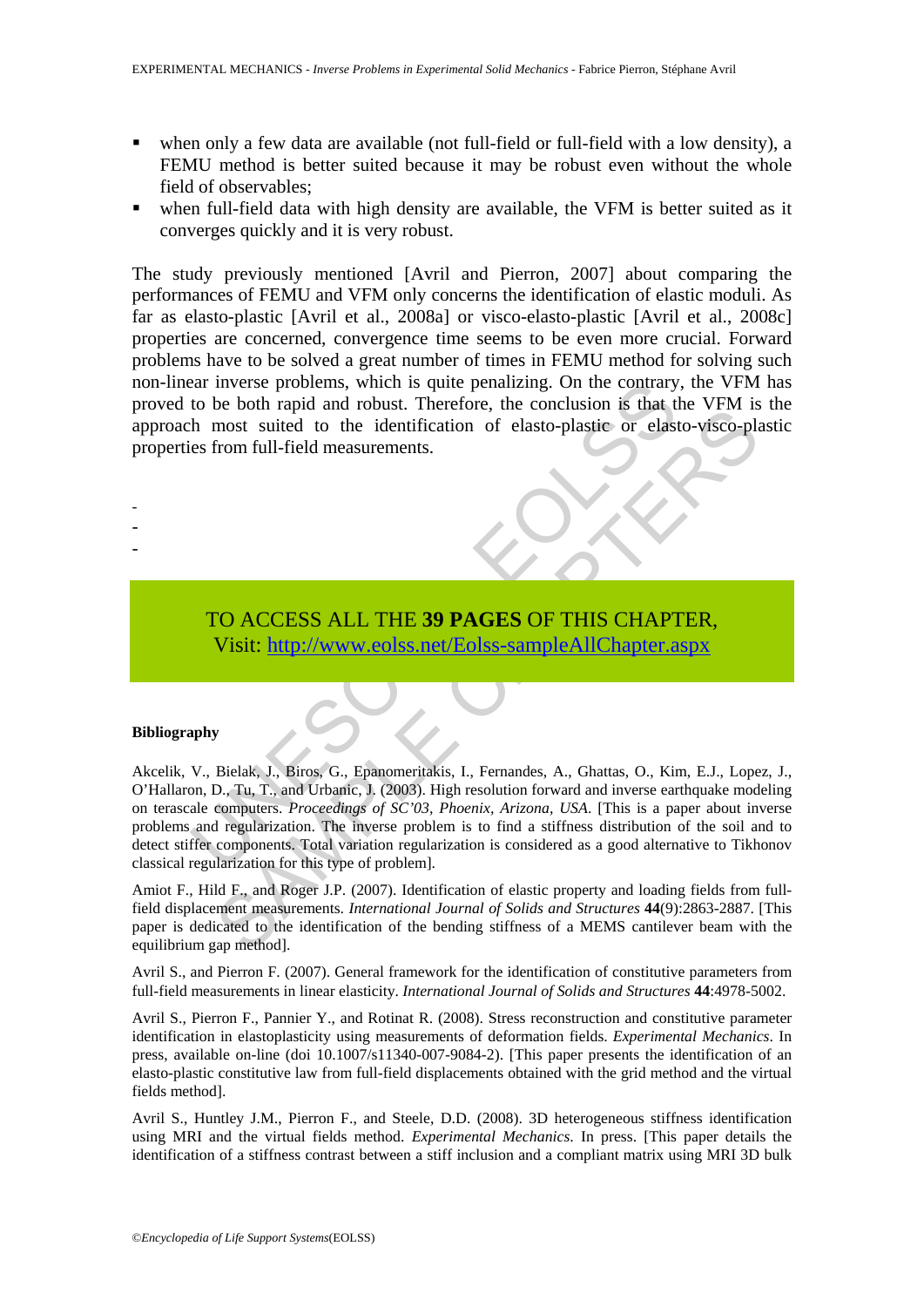- when only a few data are available (not full-field or full-field with a low density), a FEMU method is better suited because it may be robust even without the whole field of observables;
- when full-field data with high density are available, the VFM is better suited as it converges quickly and it is very robust.

The study previously mentioned [Avril and Pierron, 2007] about comparing the performances of FEMU and VFM only concerns the identification of elastic moduli. As far as elasto-plastic [Avril et al., 2008a] or visco-elasto-plastic [Avril et al., 2008c] properties are concerned, convergence time seems to be even more crucial. Forward problems have to be solved a great number of times in FEMU method for solving such non-linear inverse problems, which is quite penalizing. On the contrary, the VFM has proved to be both rapid and robust. Therefore, the conclusion is that the VFM is the approach most suited to the identification of elasto-plastic or elasto-visco-plastic properties from full-field measurements.

-
-
-

TO ACCESS ALL THE **39 PAGES** OF THIS CHAPTER,
Visit: http://www.eolss.net/Eolss-sampleAllChapter.aspx

**Bibliography**

Akcelik, V., Bielak, J., Biros, G., Epanomeritakis, I., Fernandes, A., Ghattas, O., Kim, E.J., Lopez, J., O'Hallaron, D., Tu, T., and Urbanic, J. (2003). High resolution forward and inverse earthquake modeling on terascale computers. *Proceedings of SC'03, Phoenix, Arizona, USA*. [This is a paper about inverse problems and regularization. The inverse problem is to find a stiffness distribution of the soil and to detect stiffer components. Total variation regularization is considered as a good alternative to Tikhonov classical regularization for this type of problem].

Amiot F., Hild F., and Roger J.P. (2007). Identification of elastic property and loading fields from full-field displacement measurements. *International Journal of Solids and Structures* **44**(9):2863-2887. [This paper is dedicated to the identification of the bending stiffness of a MEMS cantilever beam with the equilibrium gap method].

Avril S., and Pierron F. (2007). General framework for the identification of constitutive parameters from full-field measurements in linear elasticity. *International Journal of Solids and Structures* **44**:4978-5002.

Avril S., Pierron F., Pannier Y., and Rotinat R. (2008). Stress reconstruction and constitutive parameter identification in elastoplasticity using measurements of deformation fields. *Experimental Mechanics*. In press, available on-line (doi 10.1007/s11340-007-9084-2). [This paper presents the identification of an elasto-plastic constitutive law from full-field displacements obtained with the grid method and the virtual fields method].

Avril S., Huntley J.M., Pierron F., and Steele, D.D. (2008). 3D heterogeneous stiffness identification using MRI and the virtual fields method. *Experimental Mechanics*. In press. [This paper details the identification of a stiffness contrast between a stiff inclusion and a compliant matrix using MRI 3D bulk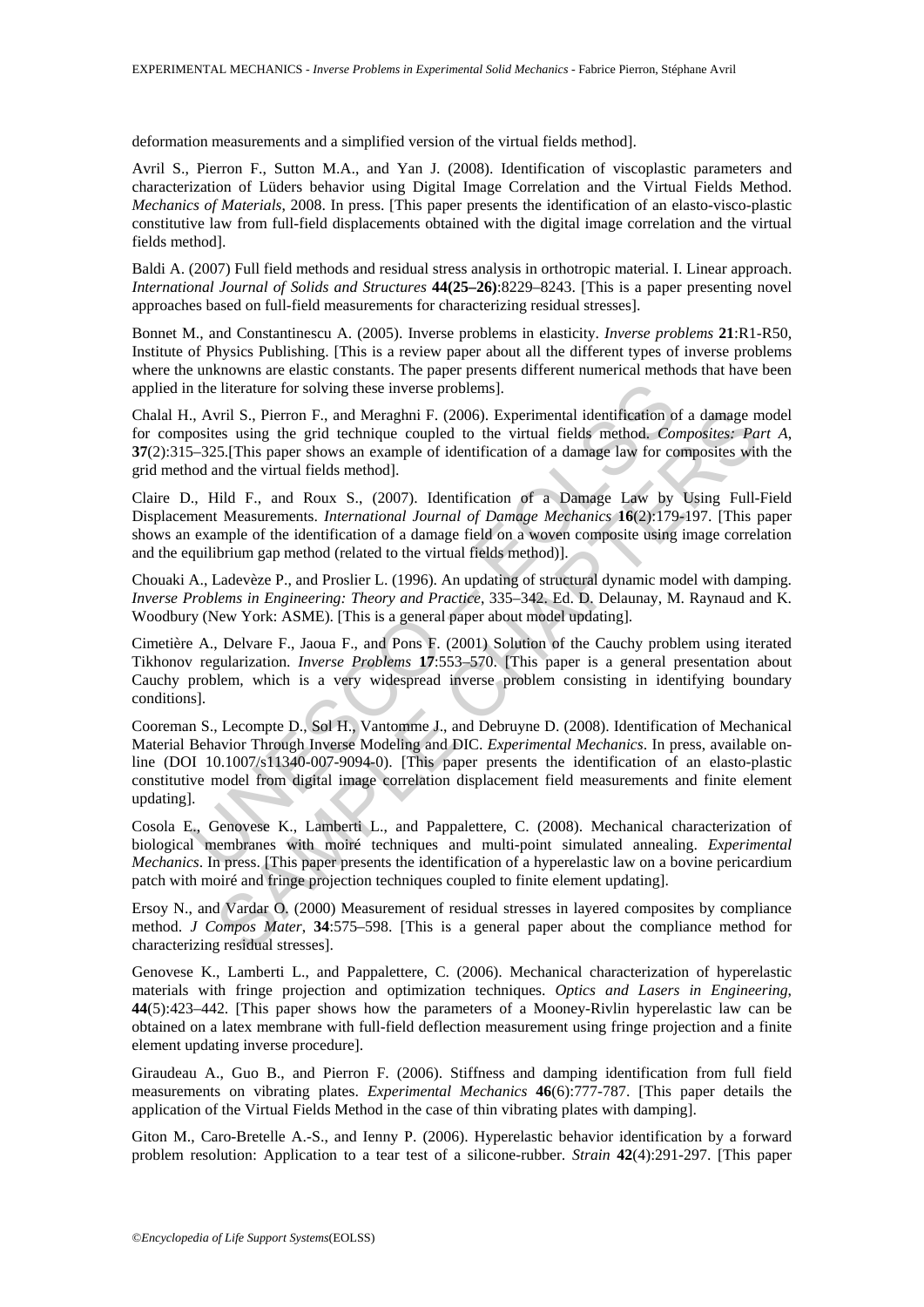deformation measurements and a simplified version of the virtual fields method].

Avril S., Pierron F., Sutton M.A., and Yan J. (2008). Identification of viscoplastic parameters and characterization of Lüders behavior using Digital Image Correlation and the Virtual Fields Method. *Mechanics of Materials*, 2008. In press. [This paper presents the identification of an elasto-visco-plastic constitutive law from full-field displacements obtained with the digital image correlation and the virtual fields method].

Baldi A. (2007) Full field methods and residual stress analysis in orthotropic material. I. Linear approach. *International Journal of Solids and Structures* **44(25–26)**:8229–8243. [This is a paper presenting novel approaches based on full-field measurements for characterizing residual stresses].

Bonnet M., and Constantinescu A. (2005). Inverse problems in elasticity. *Inverse problems* **21**:R1-R50, Institute of Physics Publishing. [This is a review paper about all the different types of inverse problems where the unknowns are elastic constants. The paper presents different numerical methods that have been applied in the literature for solving these inverse problems].

Chalal H., Avril S., Pierron F., and Meraghni F. (2006). Experimental identification of a damage model for composites using the grid technique coupled to the virtual fields method. *Composites: Part A*, **37**(2):315–325.[This paper shows an example of identification of a damage law for composites with the grid method and the virtual fields method].

Claire D., Hild F., and Roux S., (2007). Identification of a Damage Law by Using Full-Field Displacement Measurements. *International Journal of Damage Mechanics* **16**(2):179-197. [This paper shows an example of the identification of a damage field on a woven composite using image correlation and the equilibrium gap method (related to the virtual fields method)].

Chouaki A., Ladevèze P., and Proslier L. (1996). An updating of structural dynamic model with damping. *Inverse Problems in Engineering: Theory and Practice*, 335–342. Ed. D. Delaunay, M. Raynaud and K. Woodbury (New York: ASME). [This is a general paper about model updating].

Cimetière A., Delvare F., Jaoua F., and Pons F. (2001) Solution of the Cauchy problem using iterated Tikhonov regularization. *Inverse Problems* **17**:553–570. [This paper is a general presentation about Cauchy problem, which is a very widespread inverse problem consisting in identifying boundary conditions].

Cooreman S., Lecompte D., Sol H., Vantomme J., and Debruyne D. (2008). Identification of Mechanical Material Behavior Through Inverse Modeling and DIC. *Experimental Mechanics*. In press, available on-line (DOI 10.1007/s11340-007-9094-0). [This paper presents the identification of an elasto-plastic constitutive model from digital image correlation displacement field measurements and finite element updating].

Cosola E., Genovese K., Lamberti L., and Pappalettere, C. (2008). Mechanical characterization of biological membranes with moiré techniques and multi-point simulated annealing. *Experimental Mechanics*. In press. [This paper presents the identification of a hyperelastic law on a bovine pericardium patch with moiré and fringe projection techniques coupled to finite element updating].

Ersoy N., and Vardar O. (2000) Measurement of residual stresses in layered composites by compliance method. *J Compos Mater*, **34**:575–598. [This is a general paper about the compliance method for characterizing residual stresses].

Genovese K., Lamberti L., and Pappalettere, C. (2006). Mechanical characterization of hyperelastic materials with fringe projection and optimization techniques. *Optics and Lasers in Engineering*, **44**(5):423–442. [This paper shows how the parameters of a Mooney-Rivlin hyperelastic law can be obtained on a latex membrane with full-field deflection measurement using fringe projection and a finite element updating inverse procedure].

Giraudeau A., Guo B., and Pierron F. (2006). Stiffness and damping identification from full field measurements on vibrating plates. *Experimental Mechanics* **46**(6):777-787. [This paper details the application of the Virtual Fields Method in the case of thin vibrating plates with damping].

Giton M., Caro-Bretelle A.-S., and Ienny P. (2006). Hyperelastic behavior identification by a forward problem resolution: Application to a tear test of a silicone-rubber. *Strain* **42**(4):291-297. [This paper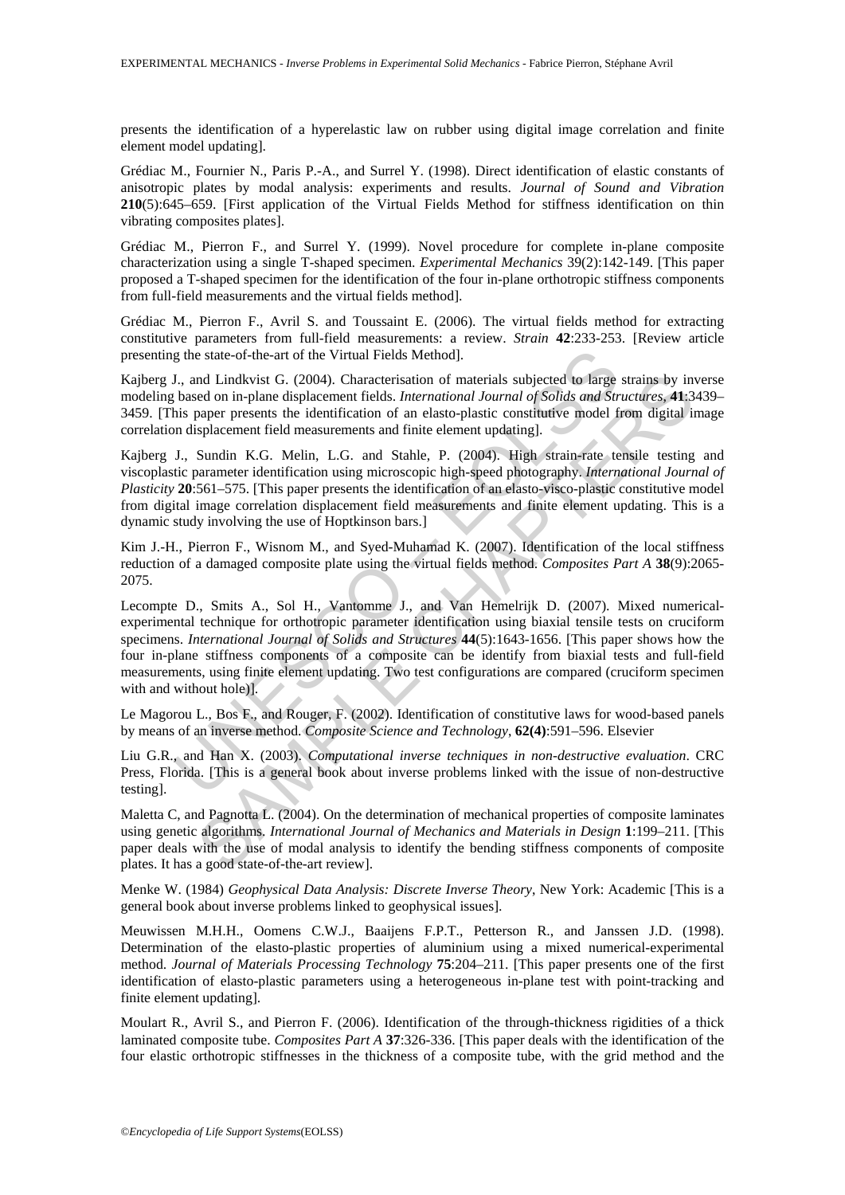presents the identification of a hyperelastic law on rubber using digital image correlation and finite element model updating].

Grédiac M., Fournier N., Paris P.-A., and Surrel Y. (1998). Direct identification of elastic constants of anisotropic plates by modal analysis: experiments and results. *Journal of Sound and Vibration* **210**(5):645–659. [First application of the Virtual Fields Method for stiffness identification on thin vibrating composites plates].

Grédiac M., Pierron F., and Surrel Y. (1999). Novel procedure for complete in-plane composite characterization using a single T-shaped specimen. *Experimental Mechanics* 39(2):142-149. [This paper proposed a T-shaped specimen for the identification of the four in-plane orthotropic stiffness components from full-field measurements and the virtual fields method].

Grédiac M., Pierron F., Avril S. and Toussaint E. (2006). The virtual fields method for extracting constitutive parameters from full-field measurements: a review. *Strain* **42**:233-253. [Review article presenting the state-of-the-art of the Virtual Fields Method].

Kajberg J., and Lindkvist G. (2004). Characterisation of materials subjected to large strains by inverse modeling based on in-plane displacement fields. *International Journal of Solids and Structures*, **41**:3439–3459. [This paper presents the identification of an elasto-plastic constitutive model from digital image correlation displacement field measurements and finite element updating].

Kajberg J., Sundin K.G. Melin, L.G. and Stahle, P. (2004). High strain-rate tensile testing and viscoplastic parameter identification using microscopic high-speed photography. *International Journal of Plasticity* **20**:561–575. [This paper presents the identification of an elasto-visco-plastic constitutive model from digital image correlation displacement field measurements and finite element updating. This is a dynamic study involving the use of Hoptkinson bars.]

Kim J.-H., Pierron F., Wisnom M., and Syed-Muhamad K. (2007). Identification of the local stiffness reduction of a damaged composite plate using the virtual fields method. *Composites Part A* **38**(9):2065-2075.

Lecompte D., Smits A., Sol H., Vantomme J., and Van Hemelrijk D. (2007). Mixed numerical-experimental technique for orthotropic parameter identification using biaxial tensile tests on cruciform specimens. *International Journal of Solids and Structures* **44**(5):1643-1656. [This paper shows how the four in-plane stiffness components of a composite can be identify from biaxial tests and full-field measurements, using finite element updating. Two test configurations are compared (cruciform specimen with and without hole)].

Le Magorou L., Bos F., and Rouger, F. (2002). Identification of constitutive laws for wood-based panels by means of an inverse method. *Composite Science and Technology*, **62(4)**:591–596. Elsevier

Liu G.R., and Han X. (2003). *Computational inverse techniques in non-destructive evaluation*. CRC Press, Florida. [This is a general book about inverse problems linked with the issue of non-destructive testing].

Maletta C, and Pagnotta L. (2004). On the determination of mechanical properties of composite laminates using genetic algorithms. *International Journal of Mechanics and Materials in Design* **1**:199–211. [This paper deals with the use of modal analysis to identify the bending stiffness components of composite plates. It has a good state-of-the-art review].

Menke W. (1984) *Geophysical Data Analysis: Discrete Inverse Theory*, New York: Academic [This is a general book about inverse problems linked to geophysical issues].

Meuwissen M.H.H., Oomens C.W.J., Baaijens F.P.T., Petterson R., and Janssen J.D. (1998). Determination of the elasto-plastic properties of aluminium using a mixed numerical-experimental method. *Journal of Materials Processing Technology* **75**:204–211. [This paper presents one of the first identification of elasto-plastic parameters using a heterogeneous in-plane test with point-tracking and finite element updating].

Moulart R., Avril S., and Pierron F. (2006). Identification of the through-thickness rigidities of a thick laminated composite tube. *Composites Part A* **37**:326-336. [This paper deals with the identification of the four elastic orthotropic stiffnesses in the thickness of a composite tube, with the grid method and the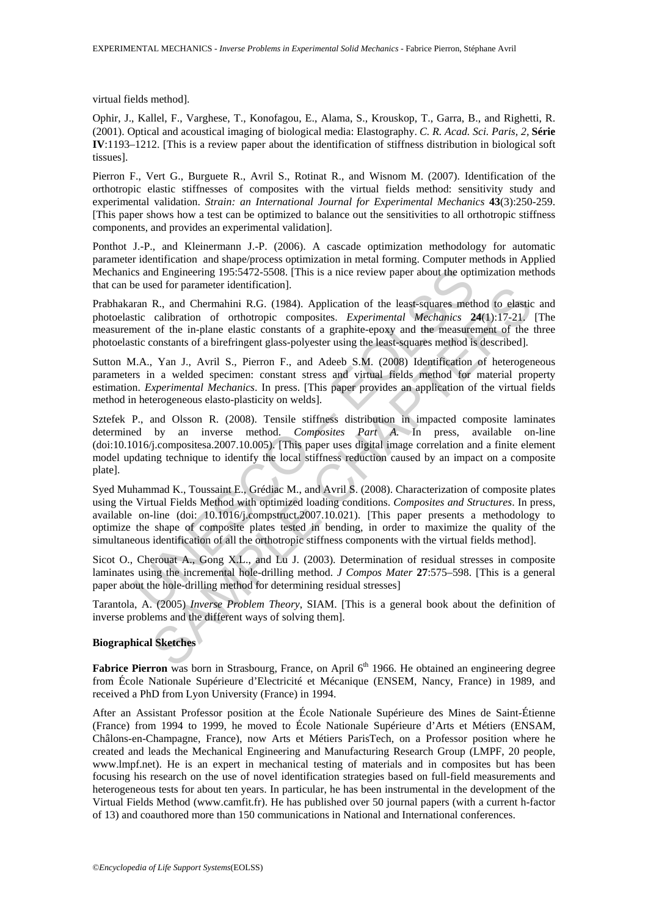virtual fields method].

Ophir, J., Kallel, F., Varghese, T., Konofagou, E., Alama, S., Krouskop, T., Garra, B., and Righetti, R. (2001). Optical and acoustical imaging of biological media: Elastography. *C. R. Acad. Sci. Paris, 2,* **Série IV**:1193–1212. [This is a review paper about the identification of stiffness distribution in biological soft tissues].

Pierron F., Vert G., Burguete R., Avril S., Rotinat R., and Wisnom M. (2007). Identification of the orthotropic elastic stiffnesses of composites with the virtual fields method: sensitivity study and experimental validation. *Strain: an International Journal for Experimental Mechanics* **43**(3):250-259. [This paper shows how a test can be optimized to balance out the sensitivities to all orthotropic stiffness components, and provides an experimental validation].

Ponthot J.-P., and Kleinermann J.-P. (2006). A cascade optimization methodology for automatic parameter identification and shape/process optimization in metal forming. Computer methods in Applied Mechanics and Engineering 195:5472-5508. [This is a nice review paper about the optimization methods that can be used for parameter identification].

Prabhakaran R., and Chermahini R.G. (1984). Application of the least-squares method to elastic and photoelastic calibration of orthotropic composites. *Experimental Mechanics* **24**(1):17-21. [The measurement of the in-plane elastic constants of a graphite-epoxy and the measurement of the three photoelastic constants of a birefringent glass-polyester using the least-squares method is described].

Sutton M.A., Yan J., Avril S., Pierron F., and Adeeb S.M. (2008) Identification of heterogeneous parameters in a welded specimen: constant stress and virtual fields method for material property estimation. *Experimental Mechanics*. In press. [This paper provides an application of the virtual fields method in heterogeneous elasto-plasticity on welds].

Sztefek P., and Olsson R. (2008). Tensile stiffness distribution in impacted composite laminates determined by an inverse method. *Composites Part A.* In press, available on-line (doi:10.1016/j.compositesa.2007.10.005). [This paper uses digital image correlation and a finite element model updating technique to identify the local stiffness reduction caused by an impact on a composite plate].

Syed Muhammad K., Toussaint E., Grédiac M., and Avril S. (2008). Characterization of composite plates using the Virtual Fields Method with optimized loading conditions. *Composites and Structures*. In press, available on-line (doi: 10.1016/j.compstruct.2007.10.021). [This paper presents a methodology to optimize the shape of composite plates tested in bending, in order to maximize the quality of the simultaneous identification of all the orthotropic stiffness components with the virtual fields method].

Sicot O., Cherouat A., Gong X.L., and Lu J. (2003). Determination of residual stresses in composite laminates using the incremental hole-drilling method. *J Compos Mater* **27**:575–598. [This is a general paper about the hole-drilling method for determining residual stresses]

Tarantola, A. (2005) *Inverse Problem Theory*, SIAM. [This is a general book about the definition of inverse problems and the different ways of solving them].

**Biographical Sketches**

**Fabrice Pierron** was born in Strasbourg, France, on April 6th 1966. He obtained an engineering degree from École Nationale Supérieure d'Electricité et Mécanique (ENSEM, Nancy, France) in 1989, and received a PhD from Lyon University (France) in 1994.

After an Assistant Professor position at the École Nationale Supérieure des Mines de Saint-Étienne (France) from 1994 to 1999, he moved to École Nationale Supérieure d'Arts et Métiers (ENSAM, Châlons-en-Champagne, France), now Arts et Métiers ParisTech, on a Professor position where he created and leads the Mechanical Engineering and Manufacturing Research Group (LMPF, 20 people, www.lmpf.net). He is an expert in mechanical testing of materials and in composites but has been focusing his research on the use of novel identification strategies based on full-field measurements and heterogeneous tests for about ten years. In particular, he has been instrumental in the development of the Virtual Fields Method (www.camfit.fr). He has published over 50 journal papers (with a current h-factor of 13) and coauthored more than 150 communications in National and International conferences.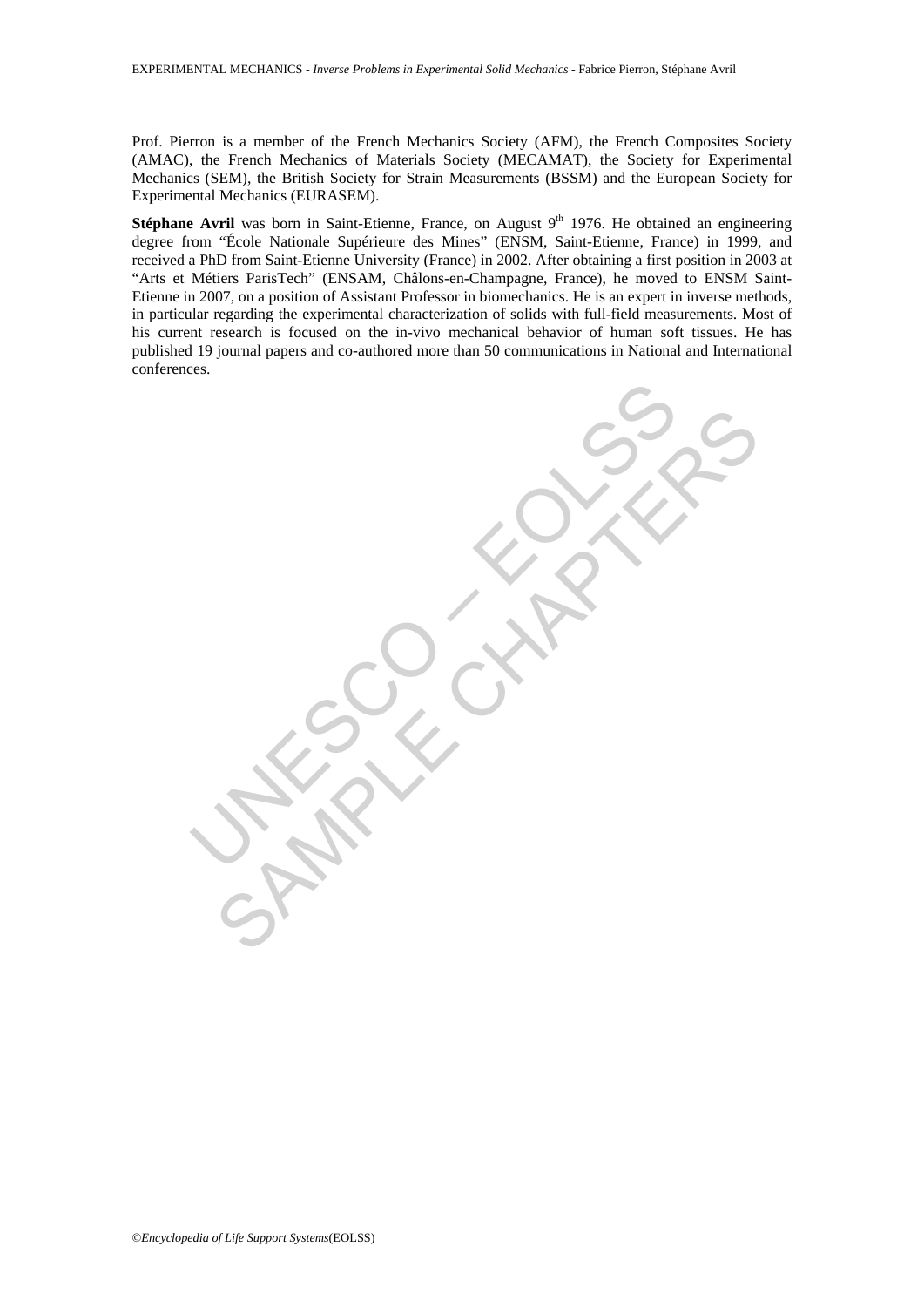Prof. Pierron is a member of the French Mechanics Society (AFM), the French Composites Society (AMAC), the French Mechanics of Materials Society (MECAMAT), the Society for Experimental Mechanics (SEM), the British Society for Strain Measurements (BSSM) and the European Society for Experimental Mechanics (EURASEM).

**Stéphane Avril** was born in Saint-Etienne, France, on August 9th 1976. He obtained an engineering degree from "École Nationale Supérieure des Mines" (ENSM, Saint-Etienne, France) in 1999, and received a PhD from Saint-Etienne University (France) in 2002. After obtaining a first position in 2003 at "Arts et Métiers ParisTech" (ENSAM, Châlons-en-Champagne, France), he moved to ENSM Saint-Etienne in 2007, on a position of Assistant Professor in biomechanics. He is an expert in inverse methods, in particular regarding the experimental characterization of solids with full-field measurements. Most of his current research is focused on the in-vivo mechanical behavior of human soft tissues. He has published 19 journal papers and co-authored more than 50 communications in National and International conferences.